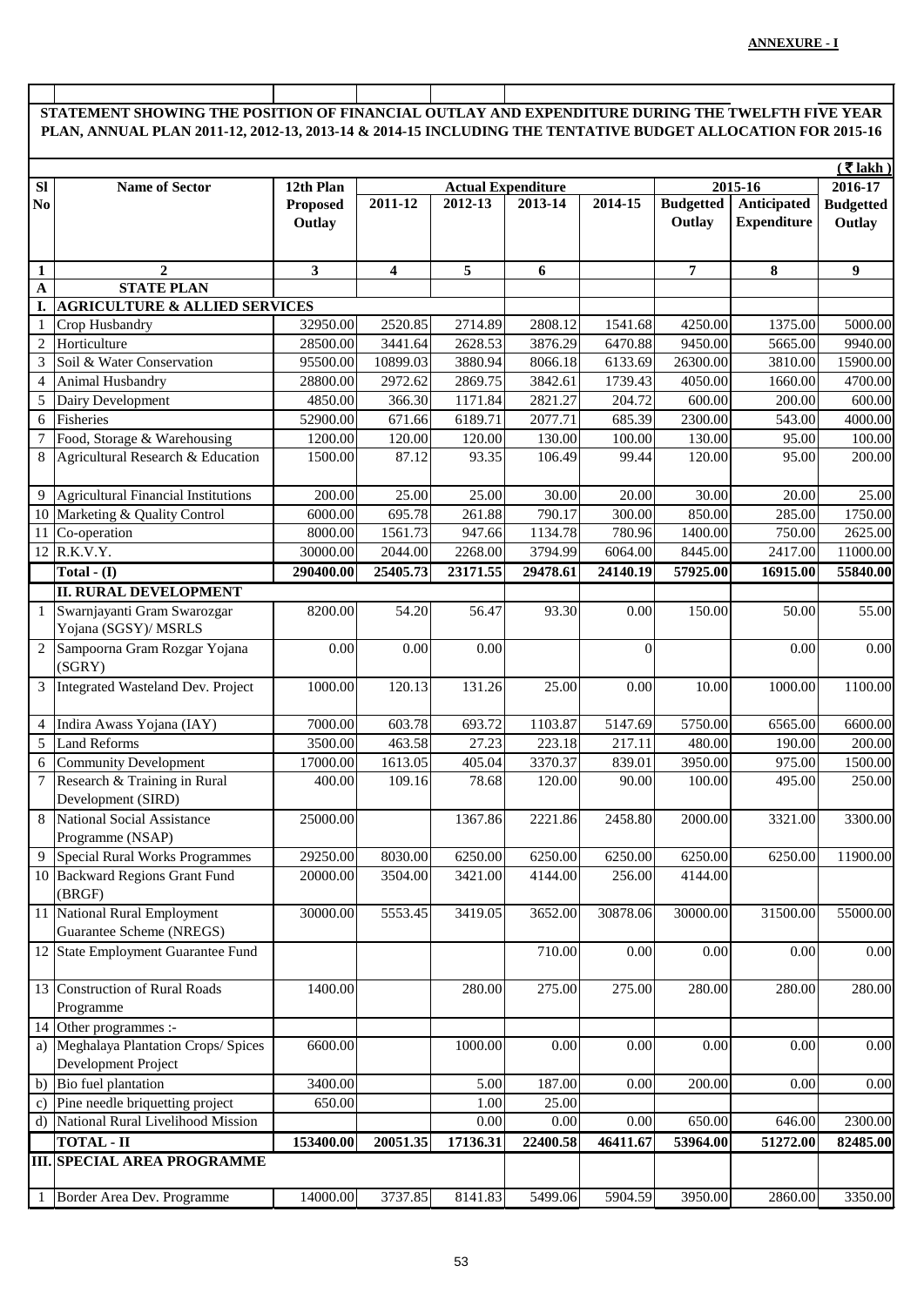**ANNEXURE - I**

**STATEMENT SHOWING THE POSITION OF FINANCIAL OUTLAY AND EXPENDITURE DURING THE TWELFTH FIVE YEAR PLAN, ANNUAL PLAN 2011-12, 2012-13, 2013-14 & 2014-15 INCLUDING THE TENTATIVE BUDGET ALLOCATION FOR 2015-16**

(₹ lakh)

| Sl No | Name of Sector | 12th Plan Proposed Outlay | Actual Expenditure | | | | 2015-16 | | 2016-17 |
|---|---|---|---|---|---|---|---|---|---|
| | | | 2011-12 | 2012-13 | 2013-14 | 2014-15 | Budgetted Outlay | Anticipated Expenditure | Budgetted Outlay |
| 1 | 2 | 3 | 4 | 5 | 6 | | 7 | 8 | 9 |
| A | **STATE PLAN** | | | | | | | | |
| I. | **AGRICULTURE & ALLIED SERVICES** | | | | | | | | |
| 1 | Crop Husbandry | 32950.00 | 2520.85 | 2714.89 | 2808.12 | 1541.68 | 4250.00 | 1375.00 | 5000.00 |
| 2 | Horticulture | 28500.00 | 3441.64 | 2628.53 | 3876.29 | 6470.88 | 9450.00 | 5665.00 | 9940.00 |
| 3 | Soil & Water Conservation | 95500.00 | 10899.03 | 3880.94 | 8066.18 | 6133.69 | 26300.00 | 3810.00 | 15900.00 |
| 4 | Animal Husbandry | 28800.00 | 2972.62 | 2869.75 | 3842.61 | 1739.43 | 4050.00 | 1660.00 | 4700.00 |
| 5 | Dairy Development | 4850.00 | 366.30 | 1171.84 | 2821.27 | 204.72 | 600.00 | 200.00 | 600.00 |
| 6 | Fisheries | 52900.00 | 671.66 | 6189.71 | 2077.71 | 685.39 | 2300.00 | 543.00 | 4000.00 |
| 7 | Food, Storage & Warehousing | 1200.00 | 120.00 | 120.00 | 130.00 | 100.00 | 130.00 | 95.00 | 100.00 |
| 8 | Agricultural Research & Education | 1500.00 | 87.12 | 93.35 | 106.49 | 99.44 | 120.00 | 95.00 | 200.00 |
| 9 | Agricultural Financial Institutions | 200.00 | 25.00 | 25.00 | 30.00 | 20.00 | 30.00 | 20.00 | 25.00 |
| 10 | Marketing & Quality Control | 6000.00 | 695.78 | 261.88 | 790.17 | 300.00 | 850.00 | 285.00 | 1750.00 |
| 11 | Co-operation | 8000.00 | 1561.73 | 947.66 | 1134.78 | 780.96 | 1400.00 | 750.00 | 2625.00 |
| 12 | R.K.V.Y. | 30000.00 | 2044.00 | 2268.00 | 3794.99 | 6064.00 | 8445.00 | 2417.00 | 11000.00 |
| | **Total - (I)** | **290400.00** | **25405.73** | **23171.55** | **29478.61** | **24140.19** | **57925.00** | **16915.00** | **55840.00** |
| | **II. RURAL DEVELOPMENT** | | | | | | | | |
| 1 | Swarnjayanti Gram Swarozgar Yojana (SGSY)/ MSRLS | 8200.00 | 54.20 | 56.47 | 93.30 | 0.00 | 150.00 | 50.00 | 55.00 |
| 2 | Sampoorna Gram Rozgar Yojana (SGRY) | 0.00 | 0.00 | 0.00 | | 0 | | 0.00 | 0.00 |
| 3 | Integrated Wasteland Dev. Project | 1000.00 | 120.13 | 131.26 | 25.00 | 0.00 | 10.00 | 1000.00 | 1100.00 |
| 4 | Indira Awass Yojana (IAY) | 7000.00 | 603.78 | 693.72 | 1103.87 | 5147.69 | 5750.00 | 6565.00 | 6600.00 |
| 5 | Land Reforms | 3500.00 | 463.58 | 27.23 | 223.18 | 217.11 | 480.00 | 190.00 | 200.00 |
| 6 | Community Development | 17000.00 | 1613.05 | 405.04 | 3370.37 | 839.01 | 3950.00 | 975.00 | 1500.00 |
| 7 | Research & Training in Rural Development (SIRD) | 400.00 | 109.16 | 78.68 | 120.00 | 90.00 | 100.00 | 495.00 | 250.00 |
| 8 | National Social Assistance Programme (NSAP) | 25000.00 | | 1367.86 | 2221.86 | 2458.80 | 2000.00 | 3321.00 | 3300.00 |
| 9 | Special Rural Works Programmes | 29250.00 | 8030.00 | 6250.00 | 6250.00 | 6250.00 | 6250.00 | 6250.00 | 11900.00 |
| 10 | Backward Regions Grant Fund (BRGF) | 20000.00 | 3504.00 | 3421.00 | 4144.00 | 256.00 | 4144.00 | | |
| 11 | National Rural Employment Guarantee Scheme (NREGS) | 30000.00 | 5553.45 | 3419.05 | 3652.00 | 30878.06 | 30000.00 | 31500.00 | 55000.00 |
| 12 | State Employment Guarantee Fund | | | | 710.00 | 0.00 | 0.00 | 0.00 | 0.00 |
| 13 | Construction of Rural Roads Programme | 1400.00 | | 280.00 | 275.00 | 275.00 | 280.00 | 280.00 | 280.00 |
| 14 | Other programmes :- | | | | | | | | |
| a) | Meghalaya Plantation Crops/ Spices Development Project | 6600.00 | | 1000.00 | 0.00 | 0.00 | 0.00 | 0.00 | 0.00 |
| b) | Bio fuel plantation | 3400.00 | | 5.00 | 187.00 | 0.00 | 200.00 | 0.00 | 0.00 |
| c) | Pine needle briquetting project | 650.00 | | 1.00 | 25.00 | | | | |
| d) | National Rural Livelihood Mission | | | 0.00 | 0.00 | 0.00 | 650.00 | 646.00 | 2300.00 |
| | **TOTAL - II** | **153400.00** | **20051.35** | **17136.31** | **22400.58** | **46411.67** | **53964.00** | **51272.00** | **82485.00** |
| **III.** | **SPECIAL AREA PROGRAMME** | | | | | | | | |
| 1 | Border Area Dev. Programme | 14000.00 | 3737.85 | 8141.83 | 5499.06 | 5904.59 | 3950.00 | 2860.00 | 3350.00 |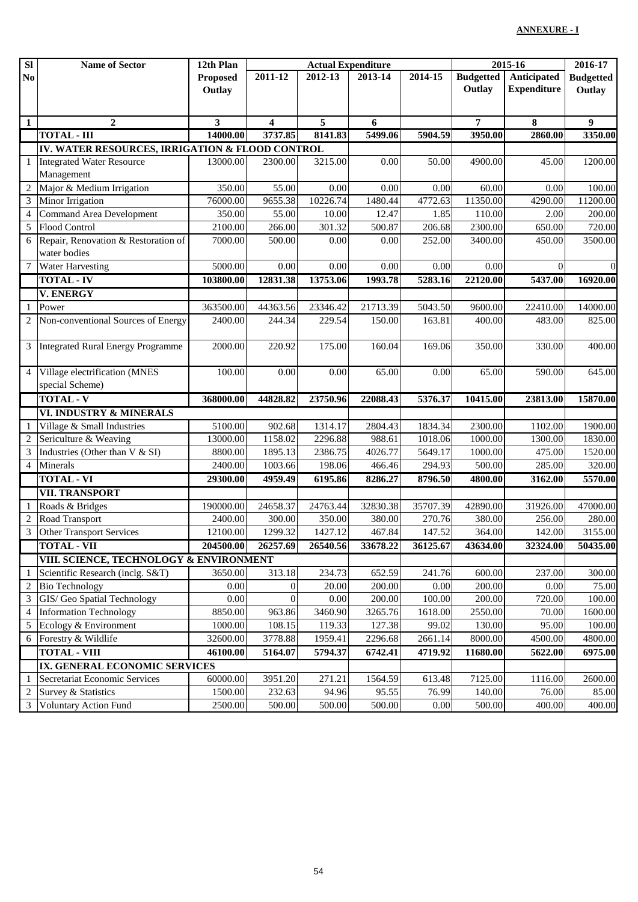**ANNEXURE - I**

| Sl No | Name of Sector | 12th Plan Proposed Outlay | Actual Expenditure | | | | 2015-16 | | 2016-17 |
|---|---|---|---|---|---|---|---|---|---|
| | | | 2011-12 | 2012-13 | 2013-14 | 2014-15 | Budgetted Outlay | Anticipated Expenditure | Budgetted Outlay |
| **1** | **2** | **3** | **4** | **5** | **6** | | **7** | **8** | **9** |
| | **TOTAL - III** | **14000.00** | **3737.85** | **8141.83** | **5499.06** | **5904.59** | **3950.00** | **2860.00** | **3350.00** |
| | **IV. WATER RESOURCES, IRRIGATION & FLOOD CONTROL** | | | | | | | | |
| 1 | Integrated Water Resource Management | 13000.00 | 2300.00 | 3215.00 | 0.00 | 50.00 | 4900.00 | 45.00 | 1200.00 |
| 2 | Major & Medium Irrigation | 350.00 | 55.00 | 0.00 | 0.00 | 0.00 | 60.00 | 0.00 | 100.00 |
| 3 | Minor Irrigation | 76000.00 | 9655.38 | 10226.74 | 1480.44 | 4772.63 | 11350.00 | 4290.00 | 11200.00 |
| 4 | Command Area Development | 350.00 | 55.00 | 10.00 | 12.47 | 1.85 | 110.00 | 2.00 | 200.00 |
| 5 | Flood Control | 2100.00 | 266.00 | 301.32 | 500.87 | 206.68 | 2300.00 | 650.00 | 720.00 |
| 6 | Repair, Renovation & Restoration of water bodies | 7000.00 | 500.00 | 0.00 | 0.00 | 252.00 | 3400.00 | 450.00 | 3500.00 |
| 7 | Water Harvesting | 5000.00 | 0.00 | 0.00 | 0.00 | 0.00 | 0.00 | 0 | 0 |
| | **TOTAL - IV** | **103800.00** | **12831.38** | **13753.06** | **1993.78** | **5283.16** | **22120.00** | **5437.00** | **16920.00** |
| | **V. ENERGY** | | | | | | | | |
| 1 | Power | 363500.00 | 44363.56 | 23346.42 | 21713.39 | 5043.50 | 9600.00 | 22410.00 | 14000.00 |
| 2 | Non-conventional Sources of Energy | 2400.00 | 244.34 | 229.54 | 150.00 | 163.81 | 400.00 | 483.00 | 825.00 |
| 3 | Integrated Rural Energy Programme | 2000.00 | 220.92 | 175.00 | 160.04 | 169.06 | 350.00 | 330.00 | 400.00 |
| 4 | Village electrification (MNES special Scheme) | 100.00 | 0.00 | 0.00 | 65.00 | 0.00 | 65.00 | 590.00 | 645.00 |
| | **TOTAL - V** | **368000.00** | **44828.82** | **23750.96** | **22088.43** | **5376.37** | **10415.00** | **23813.00** | **15870.00** |
| | **VI. INDUSTRY & MINERALS** | | | | | | | | |
| 1 | Village & Small Industries | 5100.00 | 902.68 | 1314.17 | 2804.43 | 1834.34 | 2300.00 | 1102.00 | 1900.00 |
| 2 | Sericulture & Weaving | 13000.00 | 1158.02 | 2296.88 | 988.61 | 1018.06 | 1000.00 | 1300.00 | 1830.00 |
| 3 | Industries (Other than V & SI) | 8800.00 | 1895.13 | 2386.75 | 4026.77 | 5649.17 | 1000.00 | 475.00 | 1520.00 |
| 4 | Minerals | 2400.00 | 1003.66 | 198.06 | 466.46 | 294.93 | 500.00 | 285.00 | 320.00 |
| | **TOTAL - VI** | **29300.00** | **4959.49** | **6195.86** | **8286.27** | **8796.50** | **4800.00** | **3162.00** | **5570.00** |
| | **VII. TRANSPORT** | | | | | | | | |
| 1 | Roads & Bridges | 190000.00 | 24658.37 | 24763.44 | 32830.38 | 35707.39 | 42890.00 | 31926.00 | 47000.00 |
| 2 | Road Transport | 2400.00 | 300.00 | 350.00 | 380.00 | 270.76 | 380.00 | 256.00 | 280.00 |
| 3 | Other Transport Services | 12100.00 | 1299.32 | 1427.12 | 467.84 | 147.52 | 364.00 | 142.00 | 3155.00 |
| | **TOTAL - VII** | **204500.00** | **26257.69** | **26540.56** | **33678.22** | **36125.67** | **43634.00** | **32324.00** | **50435.00** |
| | **VIII. SCIENCE, TECHNOLOGY & ENVIRONMENT** | | | | | | | | |
| 1 | Scientific Research (inclg. S&T) | 3650.00 | 313.18 | 234.73 | 652.59 | 241.76 | 600.00 | 237.00 | 300.00 |
| 2 | Bio Technology | 0.00 | 0 | 20.00 | 200.00 | 0.00 | 200.00 | 0.00 | 75.00 |
| 3 | GIS/ Geo Spatial Technology | 0.00 | 0 | 0.00 | 200.00 | 100.00 | 200.00 | 720.00 | 100.00 |
| 4 | Information Technology | 8850.00 | 963.86 | 3460.90 | 3265.76 | 1618.00 | 2550.00 | 70.00 | 1600.00 |
| 5 | Ecology & Environment | 1000.00 | 108.15 | 119.33 | 127.38 | 99.02 | 130.00 | 95.00 | 100.00 |
| 6 | Forestry & Wildlife | 32600.00 | 3778.88 | 1959.41 | 2296.68 | 2661.14 | 8000.00 | 4500.00 | 4800.00 |
| | **TOTAL - VIII** | **46100.00** | **5164.07** | **5794.37** | **6742.41** | **4719.92** | **11680.00** | **5622.00** | **6975.00** |
| | **IX. GENERAL ECONOMIC SERVICES** | | | | | | | | |
| 1 | Secretariat Economic Services | 60000.00 | 3951.20 | 271.21 | 1564.59 | 613.48 | 7125.00 | 1116.00 | 2600.00 |
| 2 | Survey & Statistics | 1500.00 | 232.63 | 94.96 | 95.55 | 76.99 | 140.00 | 76.00 | 85.00 |
| 3 | Voluntary Action Fund | 2500.00 | 500.00 | 500.00 | 500.00 | 0.00 | 500.00 | 400.00 | 400.00 |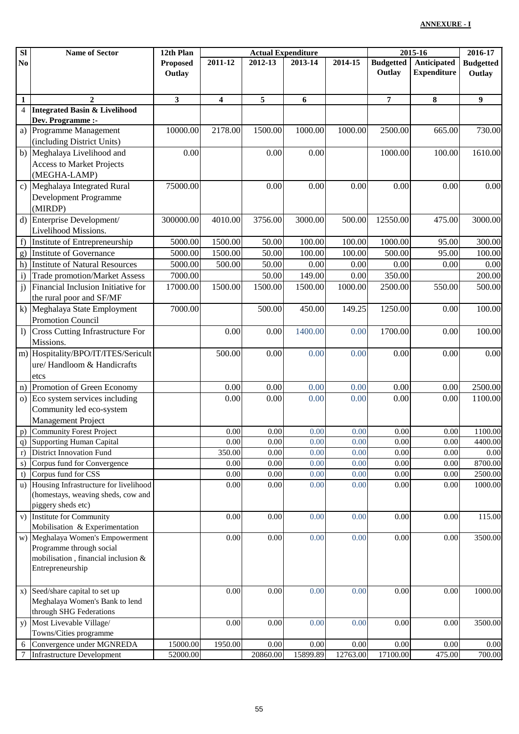**ANNEXURE - I**

| Sl No | Name of Sector | 12th Plan Proposed Outlay | Actual Expenditure | | | | 2015-16 | | 2016-17 |
|---|---|---|---|---|---|---|---|---|---|
| | | | 2011-12 | 2012-13 | 2013-14 | 2014-15 | Budgetted Outlay | Anticipated Expenditure | Budgetted Outlay |
| 1 | 2 | 3 | 4 | 5 | 6 | | 7 | 8 | 9 |
| 4 | **Integrated Basin & Livelihood Dev. Programme :-** | | | | | | | | |
| a) | Programme Management (including District Units) | 10000.00 | 2178.00 | 1500.00 | 1000.00 | 1000.00 | 2500.00 | 665.00 | 730.00 |
| b) | Meghalaya Livelihood and Access to Market Projects (MEGHA-LAMP) | 0.00 | | 0.00 | 0.00 | | 1000.00 | 100.00 | 1610.00 |
| c) | Meghalaya Integrated Rural Development Programme (MIRDP) | 75000.00 | | 0.00 | 0.00 | 0.00 | 0.00 | 0.00 | 0.00 |
| d) | Enterprise Development/ Livelihood Missions. | 300000.00 | 4010.00 | 3756.00 | 3000.00 | 500.00 | 12550.00 | 475.00 | 3000.00 |
| f) | Institute of Entrepreneurship | 5000.00 | 1500.00 | 50.00 | 100.00 | 100.00 | 1000.00 | 95.00 | 300.00 |
| g) | Institute of Governance | 5000.00 | 1500.00 | 50.00 | 100.00 | 100.00 | 500.00 | 95.00 | 100.00 |
| h) | Institute of Natural Resources | 5000.00 | 500.00 | 50.00 | 0.00 | 0.00 | 0.00 | 0.00 | 0.00 |
| i) | Trade promotion/Market Assess | 7000.00 | | 50.00 | 149.00 | 0.00 | 350.00 | | 200.00 |
| j) | Financial Inclusion Initiative for the rural poor and SF/MF | 17000.00 | 1500.00 | 1500.00 | 1500.00 | 1000.00 | 2500.00 | 550.00 | 500.00 |
| k) | Meghalaya State Employment Promotion Council | 7000.00 | | 500.00 | 450.00 | 149.25 | 1250.00 | 0.00 | 100.00 |
| l) | Cross Cutting Infrastructure For Missions. | | 0.00 | 0.00 | 1400.00 | 0.00 | 1700.00 | 0.00 | 100.00 |
| m) | Hospitality/BPO/IT/ITES/Sericulture/ Handloom & Handicrafts etcs | | 500.00 | 0.00 | 0.00 | 0.00 | 0.00 | 0.00 | 0.00 |
| n) | Promotion of Green Economy | | 0.00 | 0.00 | 0.00 | 0.00 | 0.00 | 0.00 | 2500.00 |
| o) | Eco system services including Community led eco-system Management Project | | 0.00 | 0.00 | 0.00 | 0.00 | 0.00 | 0.00 | 1100.00 |
| p) | Community Forest Project | | 0.00 | 0.00 | 0.00 | 0.00 | 0.00 | 0.00 | 1100.00 |
| q) | Supporting Human Capital | | 0.00 | 0.00 | 0.00 | 0.00 | 0.00 | 0.00 | 4400.00 |
| r) | District Innovation Fund | | 350.00 | 0.00 | 0.00 | 0.00 | 0.00 | 0.00 | 0.00 |
| s) | Corpus fund for Convergence | | 0.00 | 0.00 | 0.00 | 0.00 | 0.00 | 0.00 | 8700.00 |
| t) | Corpus fund for CSS | | 0.00 | 0.00 | 0.00 | 0.00 | 0.00 | 0.00 | 2500.00 |
| u) | Housing Infrastructure for livelihood (homestays, weaving sheds, cow and piggery sheds etc) | | 0.00 | 0.00 | 0.00 | 0.00 | 0.00 | 0.00 | 1000.00 |
| v) | Institute for Community Mobilisation & Experimentation | | 0.00 | 0.00 | 0.00 | 0.00 | 0.00 | 0.00 | 115.00 |
| w) | Meghalaya Women's Empowerment Programme through social mobilisation , financial inclusion & Entrepreneurship | | 0.00 | 0.00 | 0.00 | 0.00 | 0.00 | 0.00 | 3500.00 |
| x) | Seed/share capital to set up Meghalaya Women's Bank to lend through SHG Federations | | 0.00 | 0.00 | 0.00 | 0.00 | 0.00 | 0.00 | 1000.00 |
| y) | Most Livevable Village/ Towns/Cities programme | | 0.00 | 0.00 | 0.00 | 0.00 | 0.00 | 0.00 | 3500.00 |
| 6 | Convergence under MGNREDA | 15000.00 | 1950.00 | 0.00 | 0.00 | 0.00 | 0.00 | 0.00 | 0.00 |
| 7 | Infrastructure Development | 52000.00 | | 20860.00 | 15899.89 | 12763.00 | 17100.00 | 475.00 | 700.00 |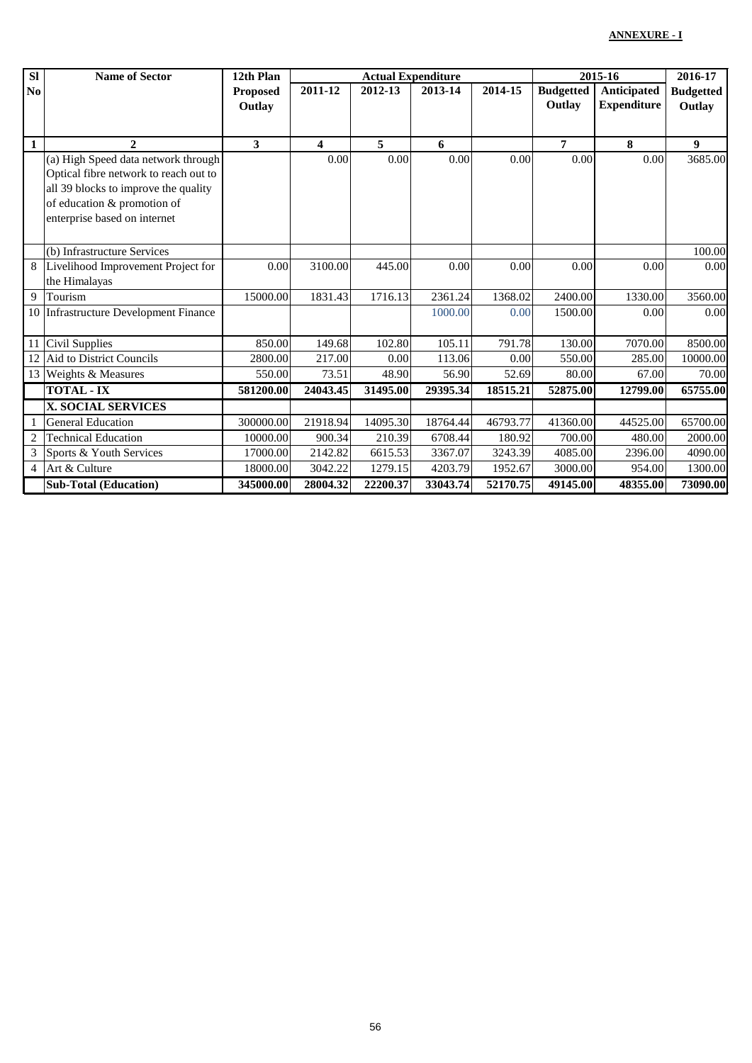**ANNEXURE - I**

| Sl No | Name of Sector | 12th Plan Proposed Outlay | Actual Expenditure | | | | 2015-16 | | 2016-17 |
|---|---|---|---|---|---|---|---|---|---|
| | | | 2011-12 | 2012-13 | 2013-14 | 2014-15 | Budgetted Outlay | Anticipated Expenditure | Budgetted Outlay |
| 1 | 2 | 3 | 4 | 5 | 6 | | 7 | 8 | 9 |
| | (a) High Speed data network through Optical fibre network to reach out to all 39 blocks to improve the quality of education & promotion of enterprise based on internet | | 0.00 | 0.00 | 0.00 | 0.00 | 0.00 | 0.00 | 3685.00 |
| | (b) Infrastructure Services | | | | | | | | 100.00 |
| 8 | Livelihood Improvement Project for the Himalayas | 0.00 | 3100.00 | 445.00 | 0.00 | 0.00 | 0.00 | 0.00 | 0.00 |
| 9 | Tourism | 15000.00 | 1831.43 | 1716.13 | 2361.24 | 1368.02 | 2400.00 | 1330.00 | 3560.00 |
| 10 | Infrastructure Development Finance | | | | 1000.00 | 0.00 | 1500.00 | 0.00 | 0.00 |
| 11 | Civil Supplies | 850.00 | 149.68 | 102.80 | 105.11 | 791.78 | 130.00 | 7070.00 | 8500.00 |
| 12 | Aid to District Councils | 2800.00 | 217.00 | 0.00 | 113.06 | 0.00 | 550.00 | 285.00 | 10000.00 |
| 13 | Weights & Measures | 550.00 | 73.51 | 48.90 | 56.90 | 52.69 | 80.00 | 67.00 | 70.00 |
| | **TOTAL - IX** | **581200.00** | **24043.45** | **31495.00** | **29395.34** | **18515.21** | **52875.00** | **12799.00** | **65755.00** |
| | **X. SOCIAL SERVICES** | | | | | | | | |
| 1 | General Education | 300000.00 | 21918.94 | 14095.30 | 18764.44 | 46793.77 | 41360.00 | 44525.00 | 65700.00 |
| 2 | Technical Education | 10000.00 | 900.34 | 210.39 | 6708.44 | 180.92 | 700.00 | 480.00 | 2000.00 |
| 3 | Sports & Youth Services | 17000.00 | 2142.82 | 6615.53 | 3367.07 | 3243.39 | 4085.00 | 2396.00 | 4090.00 |
| 4 | Art & Culture | 18000.00 | 3042.22 | 1279.15 | 4203.79 | 1952.67 | 3000.00 | 954.00 | 1300.00 |
| | **Sub-Total (Education)** | **345000.00** | **28004.32** | **22200.37** | **33043.74** | **52170.75** | **49145.00** | **48355.00** | **73090.00** |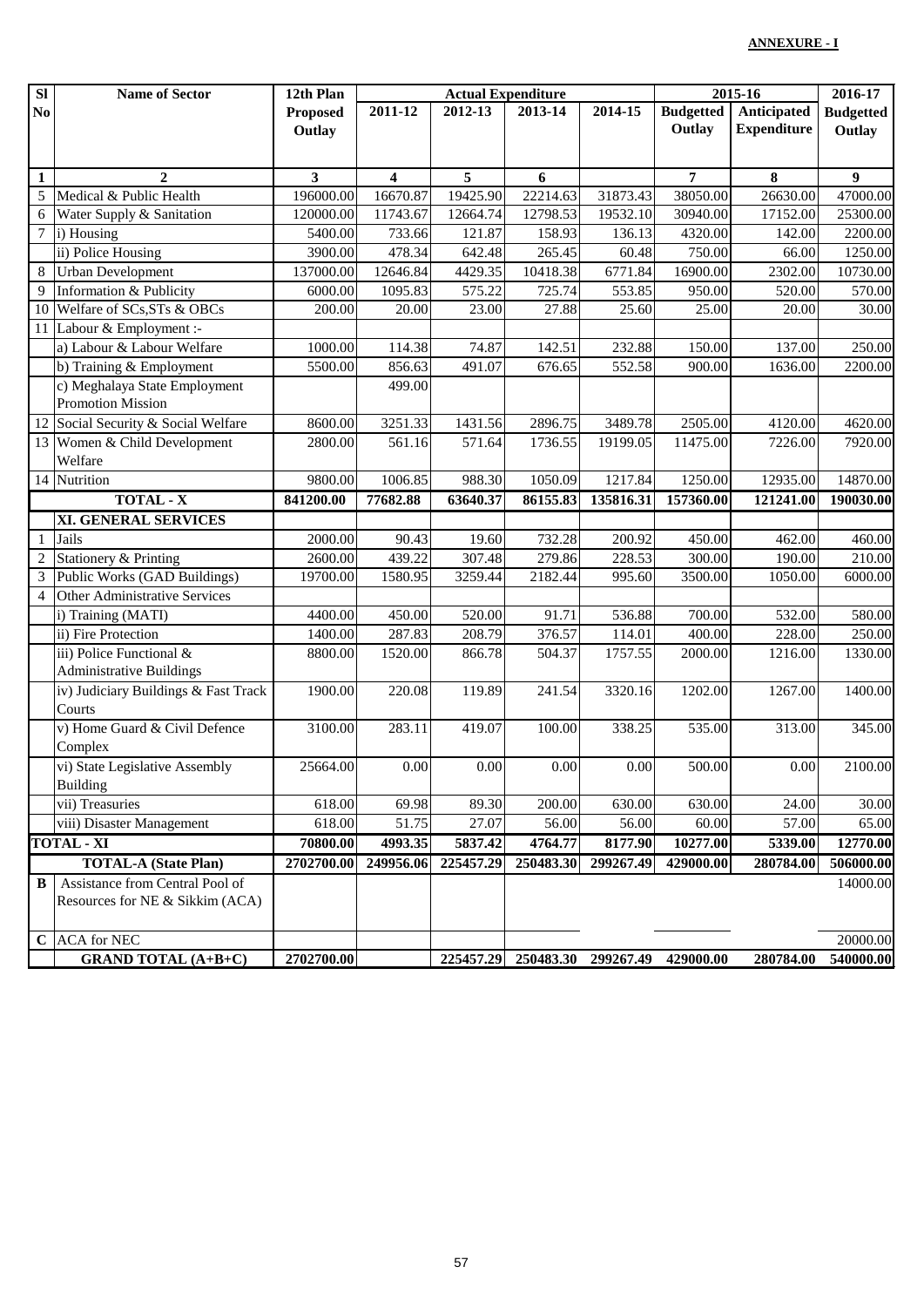**ANNEXURE - I**

| Sl No | Name of Sector | 12th Plan Proposed Outlay | Actual Expenditure | | | | 2015-16 | | 2016-17 |
|---|---|---|---|---|---|---|---|---|---|
| | | | 2011-12 | 2012-13 | 2013-14 | 2014-15 | Budgetted Outlay | Anticipated Expenditure | Budgetted Outlay |
| 1 | 2 | 3 | 4 | 5 | 6 | | 7 | 8 | 9 |
| 5 | Medical & Public Health | 196000.00 | 16670.87 | 19425.90 | 22214.63 | 31873.43 | 38050.00 | 26630.00 | 47000.00 |
| 6 | Water Supply & Sanitation | 120000.00 | 11743.67 | 12664.74 | 12798.53 | 19532.10 | 30940.00 | 17152.00 | 25300.00 |
| 7 | i) Housing | 5400.00 | 733.66 | 121.87 | 158.93 | 136.13 | 4320.00 | 142.00 | 2200.00 |
| | ii) Police Housing | 3900.00 | 478.34 | 642.48 | 265.45 | 60.48 | 750.00 | 66.00 | 1250.00 |
| 8 | Urban Development | 137000.00 | 12646.84 | 4429.35 | 10418.38 | 6771.84 | 16900.00 | 2302.00 | 10730.00 |
| 9 | Information & Publicity | 6000.00 | 1095.83 | 575.22 | 725.74 | 553.85 | 950.00 | 520.00 | 570.00 |
| 10 | Welfare of SCs,STs & OBCs | 200.00 | 20.00 | 23.00 | 27.88 | 25.60 | 25.00 | 20.00 | 30.00 |
| 11 | Labour & Employment :- | | | | | | | | |
| | a) Labour & Labour Welfare | 1000.00 | 114.38 | 74.87 | 142.51 | 232.88 | 150.00 | 137.00 | 250.00 |
| | b) Training & Employment | 5500.00 | 856.63 | 491.07 | 676.65 | 552.58 | 900.00 | 1636.00 | 2200.00 |
| | c) Meghalaya State Employment Promotion Mission | | 499.00 | | | | | | |
| 12 | Social Security & Social Welfare | 8600.00 | 3251.33 | 1431.56 | 2896.75 | 3489.78 | 2505.00 | 4120.00 | 4620.00 |
| 13 | Women & Child Development Welfare | 2800.00 | 561.16 | 571.64 | 1736.55 | 19199.05 | 11475.00 | 7226.00 | 7920.00 |
| 14 | Nutrition | 9800.00 | 1006.85 | 988.30 | 1050.09 | 1217.84 | 1250.00 | 12935.00 | 14870.00 |
| | **TOTAL - X** | **841200.00** | **77682.88** | **63640.37** | **86155.83** | **135816.31** | **157360.00** | **121241.00** | **190030.00** |
| | **XI. GENERAL SERVICES** | | | | | | | | |
| 1 | Jails | 2000.00 | 90.43 | 19.60 | 732.28 | 200.92 | 450.00 | 462.00 | 460.00 |
| 2 | Stationery & Printing | 2600.00 | 439.22 | 307.48 | 279.86 | 228.53 | 300.00 | 190.00 | 210.00 |
| 3 | Public Works (GAD Buildings) | 19700.00 | 1580.95 | 3259.44 | 2182.44 | 995.60 | 3500.00 | 1050.00 | 6000.00 |
| 4 | Other Administrative Services | | | | | | | | |
| | i) Training (MATI) | 4400.00 | 450.00 | 520.00 | 91.71 | 536.88 | 700.00 | 532.00 | 580.00 |
| | ii) Fire Protection | 1400.00 | 287.83 | 208.79 | 376.57 | 114.01 | 400.00 | 228.00 | 250.00 |
| | iii) Police Functional & Administrative Buildings | 8800.00 | 1520.00 | 866.78 | 504.37 | 1757.55 | 2000.00 | 1216.00 | 1330.00 |
| | iv) Judiciary Buildings & Fast Track Courts | 1900.00 | 220.08 | 119.89 | 241.54 | 3320.16 | 1202.00 | 1267.00 | 1400.00 |
| | v) Home Guard & Civil Defence Complex | 3100.00 | 283.11 | 419.07 | 100.00 | 338.25 | 535.00 | 313.00 | 345.00 |
| | vi) State Legislative Assembly Building | 25664.00 | 0.00 | 0.00 | 0.00 | 0.00 | 500.00 | 0.00 | 2100.00 |
| | vii) Treasuries | 618.00 | 69.98 | 89.30 | 200.00 | 630.00 | 630.00 | 24.00 | 30.00 |
| | viii) Disaster Management | 618.00 | 51.75 | 27.07 | 56.00 | 56.00 | 60.00 | 57.00 | 65.00 |
| | **TOTAL - XI** | **70800.00** | **4993.35** | **5837.42** | **4764.77** | **8177.90** | **10277.00** | **5339.00** | **12770.00** |
| | **TOTAL-A (State Plan)** | **2702700.00** | **249956.06** | **225457.29** | **250483.30** | **299267.49** | **429000.00** | **280784.00** | **506000.00** |
| **B** | Assistance from Central Pool of Resources for NE & Sikkim (ACA) | | | | | | | | 14000.00 |
| **C** | ACA for NEC | | | | | | | | 20000.00 |
| | **GRAND TOTAL (A+B+C)** | **2702700.00** | | **225457.29** | **250483.30** | **299267.49** | **429000.00** | **280784.00** | **540000.00** |